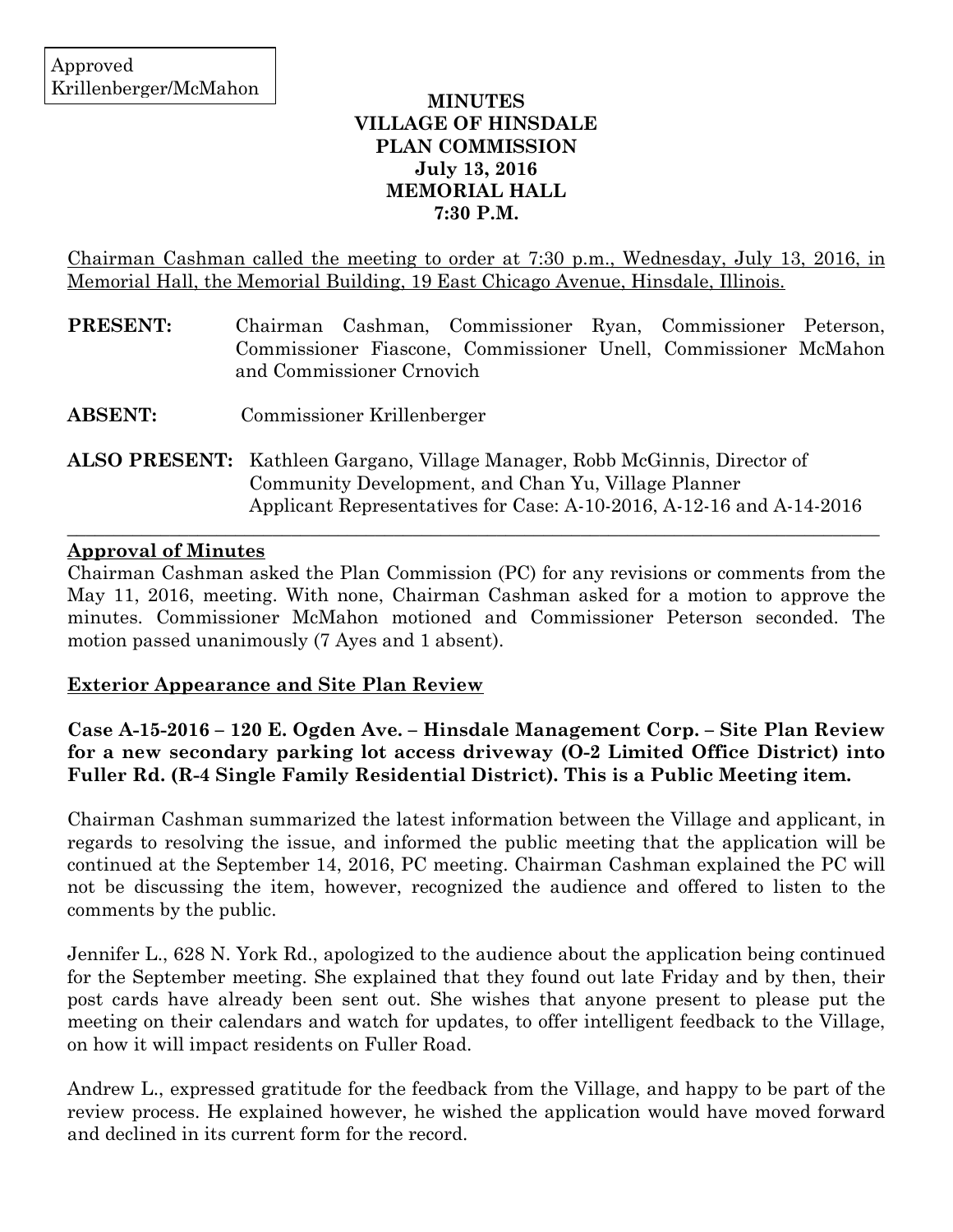Approved
Krillenberger/McMahon

# MINUTES
# VILLAGE OF HINSDALE
# PLAN COMMISSION
# July 13, 2016
# MEMORIAL HALL
# 7:30 P.M.

Chairman Cashman called the meeting to order at 7:30 p.m., Wednesday, July 13, 2016, in Memorial Hall, the Memorial Building, 19 East Chicago Avenue, Hinsdale, Illinois.

**PRESENT:** Chairman Cashman, Commissioner Ryan, Commissioner Peterson, Commissioner Fiascone, Commissioner Unell, Commissioner McMahon and Commissioner Crnovich

**ABSENT:** Commissioner Krillenberger

**ALSO PRESENT:** Kathleen Gargano, Village Manager, Robb McGinnis, Director of Community Development, and Chan Yu, Village Planner
Applicant Representatives for Case: A-10-2016, A-12-16 and A-14-2016

---

**Approval of Minutes**

Chairman Cashman asked the Plan Commission (PC) for any revisions or comments from the May 11, 2016, meeting. With none, Chairman Cashman asked for a motion to approve the minutes. Commissioner McMahon motioned and Commissioner Peterson seconded. The motion passed unanimously (7 Ayes and 1 absent).

**Exterior Appearance and Site Plan Review**

**Case A-15-2016 – 120 E. Ogden Ave. – Hinsdale Management Corp. – Site Plan Review for a new secondary parking lot access driveway (O-2 Limited Office District) into Fuller Rd. (R-4 Single Family Residential District). This is a Public Meeting item.**

Chairman Cashman summarized the latest information between the Village and applicant, in regards to resolving the issue, and informed the public meeting that the application will be continued at the September 14, 2016, PC meeting. Chairman Cashman explained the PC will not be discussing the item, however, recognized the audience and offered to listen to the comments by the public.

Jennifer L., 628 N. York Rd., apologized to the audience about the application being continued for the September meeting. She explained that they found out late Friday and by then, their post cards have already been sent out. She wishes that anyone present to please put the meeting on their calendars and watch for updates, to offer intelligent feedback to the Village, on how it will impact residents on Fuller Road.

Andrew L., expressed gratitude for the feedback from the Village, and happy to be part of the review process. He explained however, he wished the application would have moved forward and declined in its current form for the record.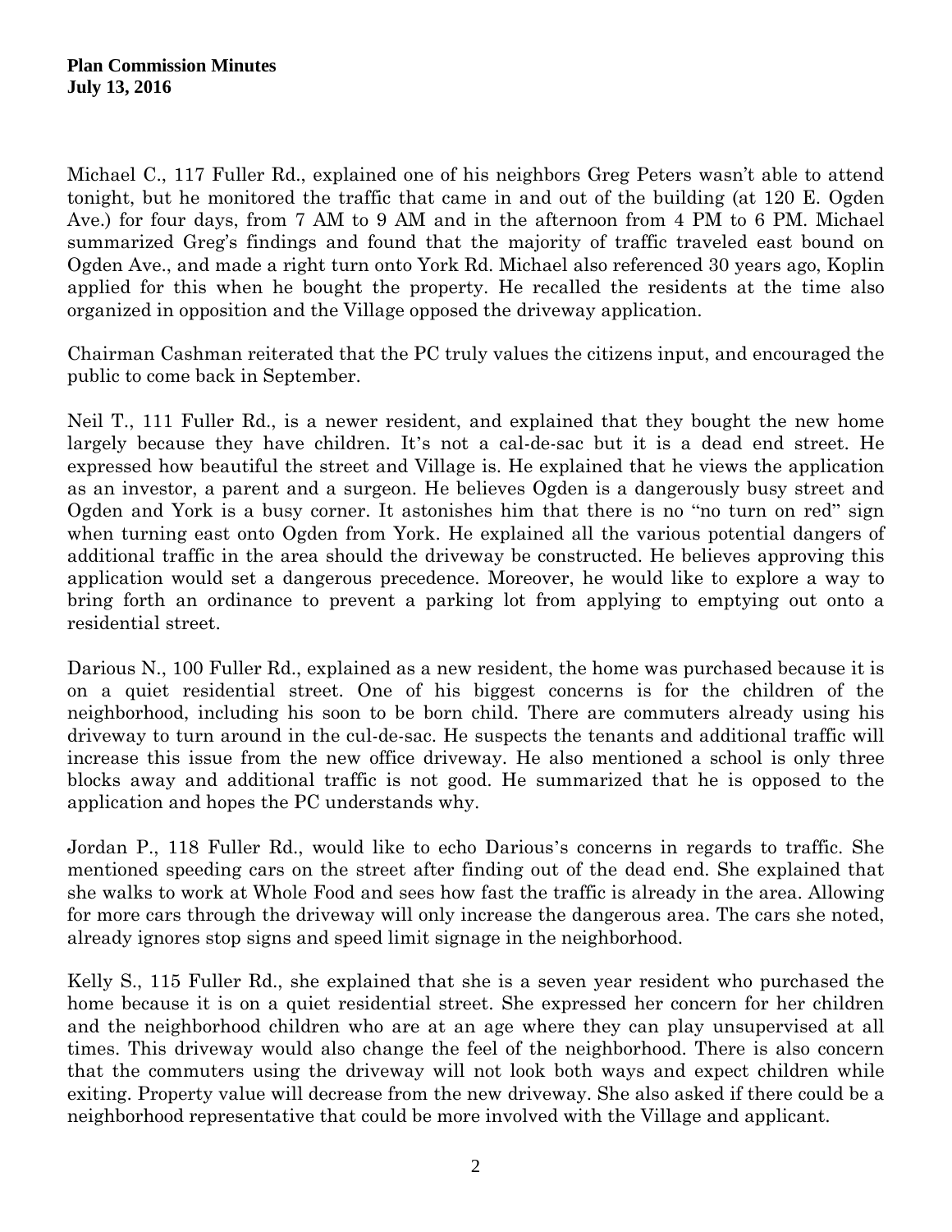Michael C., 117 Fuller Rd., explained one of his neighbors Greg Peters wasn't able to attend tonight, but he monitored the traffic that came in and out of the building (at 120 E. Ogden Ave.) for four days, from 7 AM to 9 AM and in the afternoon from 4 PM to 6 PM. Michael summarized Greg's findings and found that the majority of traffic traveled east bound on Ogden Ave., and made a right turn onto York Rd. Michael also referenced 30 years ago, Koplin applied for this when he bought the property. He recalled the residents at the time also organized in opposition and the Village opposed the driveway application.

Chairman Cashman reiterated that the PC truly values the citizens input, and encouraged the public to come back in September.

Neil T., 111 Fuller Rd., is a newer resident, and explained that they bought the new home largely because they have children. It's not a cal-de-sac but it is a dead end street. He expressed how beautiful the street and Village is. He explained that he views the application as an investor, a parent and a surgeon. He believes Ogden is a dangerously busy street and Ogden and York is a busy corner. It astonishes him that there is no "no turn on red" sign when turning east onto Ogden from York. He explained all the various potential dangers of additional traffic in the area should the driveway be constructed. He believes approving this application would set a dangerous precedence. Moreover, he would like to explore a way to bring forth an ordinance to prevent a parking lot from applying to emptying out onto a residential street.

Darious N., 100 Fuller Rd., explained as a new resident, the home was purchased because it is on a quiet residential street. One of his biggest concerns is for the children of the neighborhood, including his soon to be born child. There are commuters already using his driveway to turn around in the cul-de-sac. He suspects the tenants and additional traffic will increase this issue from the new office driveway. He also mentioned a school is only three blocks away and additional traffic is not good. He summarized that he is opposed to the application and hopes the PC understands why.

Jordan P., 118 Fuller Rd., would like to echo Darious's concerns in regards to traffic. She mentioned speeding cars on the street after finding out of the dead end. She explained that she walks to work at Whole Food and sees how fast the traffic is already in the area. Allowing for more cars through the driveway will only increase the dangerous area. The cars she noted, already ignores stop signs and speed limit signage in the neighborhood.

Kelly S., 115 Fuller Rd., she explained that she is a seven year resident who purchased the home because it is on a quiet residential street. She expressed her concern for her children and the neighborhood children who are at an age where they can play unsupervised at all times. This driveway would also change the feel of the neighborhood. There is also concern that the commuters using the driveway will not look both ways and expect children while exiting. Property value will decrease from the new driveway. She also asked if there could be a neighborhood representative that could be more involved with the Village and applicant.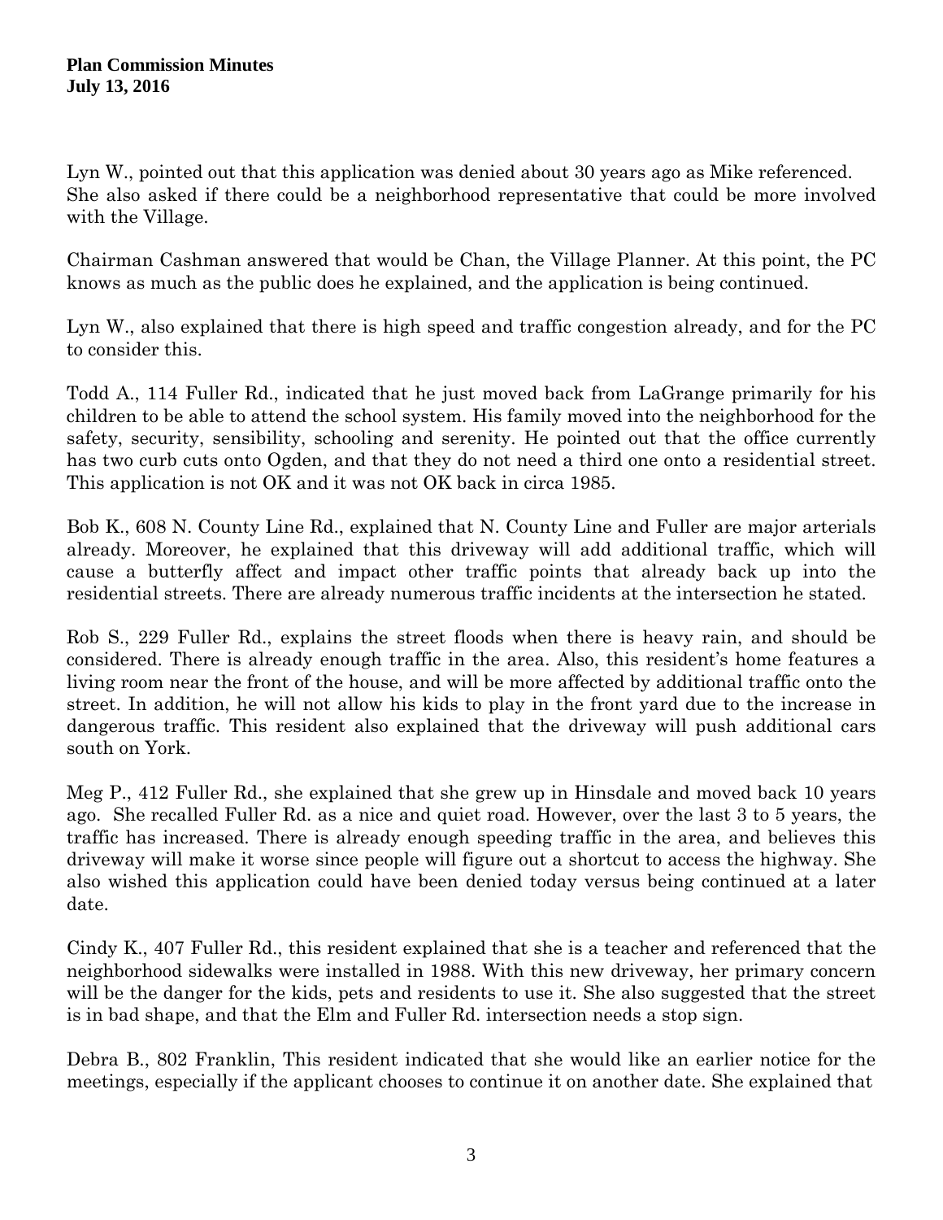Lyn W., pointed out that this application was denied about 30 years ago as Mike referenced. She also asked if there could be a neighborhood representative that could be more involved with the Village.

Chairman Cashman answered that would be Chan, the Village Planner. At this point, the PC knows as much as the public does he explained, and the application is being continued.

Lyn W., also explained that there is high speed and traffic congestion already, and for the PC to consider this.

Todd A., 114 Fuller Rd., indicated that he just moved back from LaGrange primarily for his children to be able to attend the school system. His family moved into the neighborhood for the safety, security, sensibility, schooling and serenity. He pointed out that the office currently has two curb cuts onto Ogden, and that they do not need a third one onto a residential street. This application is not OK and it was not OK back in circa 1985.

Bob K., 608 N. County Line Rd., explained that N. County Line and Fuller are major arterials already. Moreover, he explained that this driveway will add additional traffic, which will cause a butterfly affect and impact other traffic points that already back up into the residential streets. There are already numerous traffic incidents at the intersection he stated.

Rob S., 229 Fuller Rd., explains the street floods when there is heavy rain, and should be considered. There is already enough traffic in the area. Also, this resident's home features a living room near the front of the house, and will be more affected by additional traffic onto the street. In addition, he will not allow his kids to play in the front yard due to the increase in dangerous traffic. This resident also explained that the driveway will push additional cars south on York.

Meg P., 412 Fuller Rd., she explained that she grew up in Hinsdale and moved back 10 years ago. She recalled Fuller Rd. as a nice and quiet road. However, over the last 3 to 5 years, the traffic has increased. There is already enough speeding traffic in the area, and believes this driveway will make it worse since people will figure out a shortcut to access the highway. She also wished this application could have been denied today versus being continued at a later date.

Cindy K., 407 Fuller Rd., this resident explained that she is a teacher and referenced that the neighborhood sidewalks were installed in 1988. With this new driveway, her primary concern will be the danger for the kids, pets and residents to use it. She also suggested that the street is in bad shape, and that the Elm and Fuller Rd. intersection needs a stop sign.

Debra B., 802 Franklin, This resident indicated that she would like an earlier notice for the meetings, especially if the applicant chooses to continue it on another date. She explained that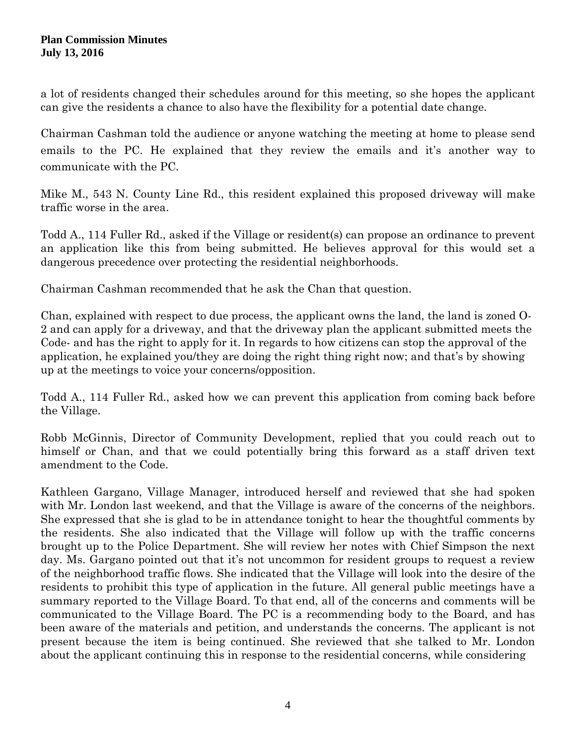a lot of residents changed their schedules around for this meeting, so she hopes the applicant can give the residents a chance to also have the flexibility for a potential date change.

Chairman Cashman told the audience or anyone watching the meeting at home to please send emails to the PC. He explained that they review the emails and it's another way to communicate with the PC.

Mike M., 543 N. County Line Rd., this resident explained this proposed driveway will make traffic worse in the area.

Todd A., 114 Fuller Rd., asked if the Village or resident(s) can propose an ordinance to prevent an application like this from being submitted. He believes approval for this would set a dangerous precedence over protecting the residential neighborhoods.

Chairman Cashman recommended that he ask the Chan that question.

Chan, explained with respect to due process, the applicant owns the land, the land is zoned O-2 and can apply for a driveway, and that the driveway plan the applicant submitted meets the Code- and has the right to apply for it. In regards to how citizens can stop the approval of the application, he explained you/they are doing the right thing right now; and that's by showing up at the meetings to voice your concerns/opposition.

Todd A., 114 Fuller Rd., asked how we can prevent this application from coming back before the Village.

Robb McGinnis, Director of Community Development, replied that you could reach out to himself or Chan, and that we could potentially bring this forward as a staff driven text amendment to the Code.

Kathleen Gargano, Village Manager, introduced herself and reviewed that she had spoken with Mr. London last weekend, and that the Village is aware of the concerns of the neighbors. She expressed that she is glad to be in attendance tonight to hear the thoughtful comments by the residents. She also indicated that the Village will follow up with the traffic concerns brought up to the Police Department. She will review her notes with Chief Simpson the next day. Ms. Gargano pointed out that it's not uncommon for resident groups to request a review of the neighborhood traffic flows. She indicated that the Village will look into the desire of the residents to prohibit this type of application in the future. All general public meetings have a summary reported to the Village Board. To that end, all of the concerns and comments will be communicated to the Village Board. The PC is a recommending body to the Board, and has been aware of the materials and petition, and understands the concerns. The applicant is not present because the item is being continued. She reviewed that she talked to Mr. London about the applicant continuing this in response to the residential concerns, while considering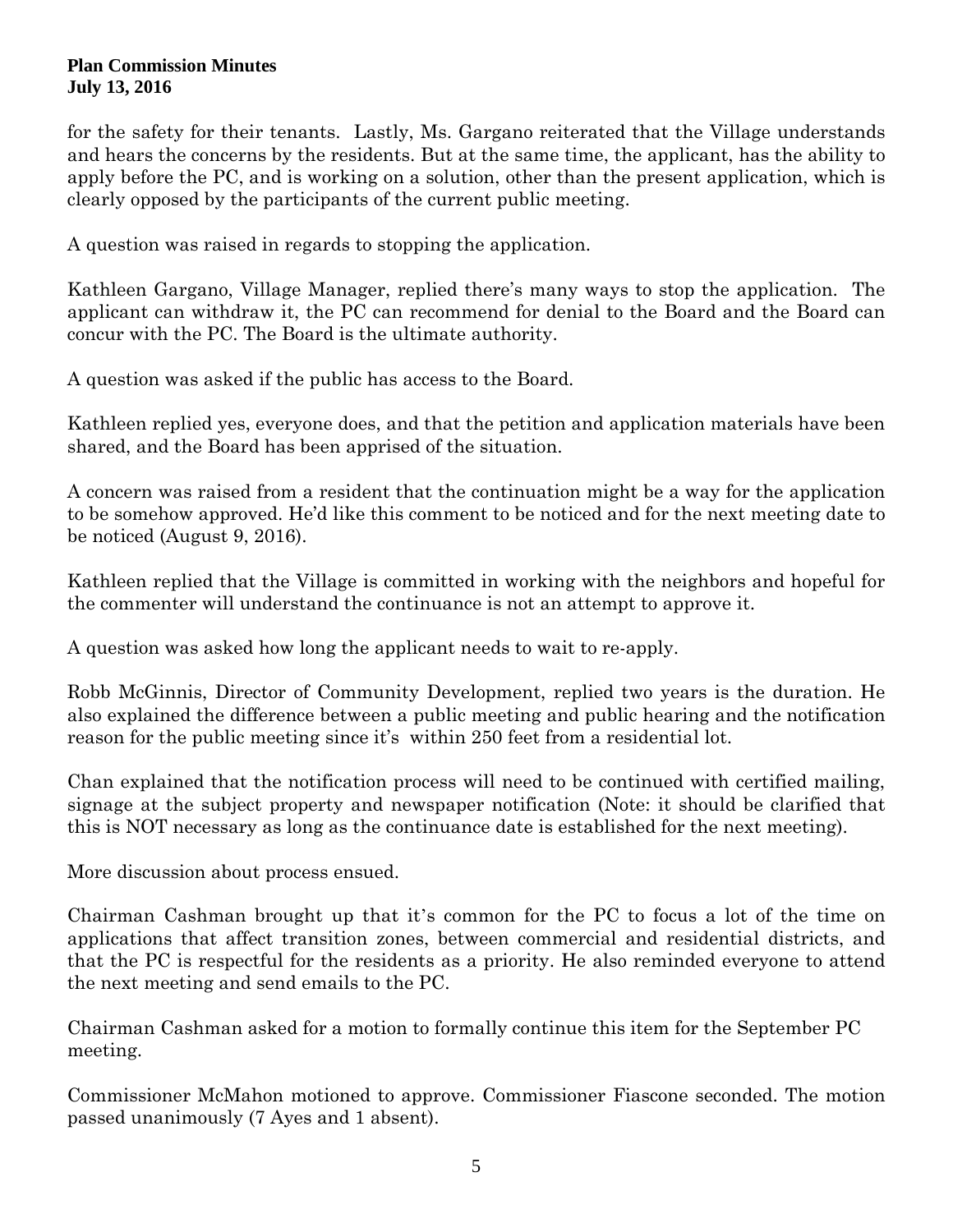for the safety for their tenants. Lastly, Ms. Gargano reiterated that the Village understands and hears the concerns by the residents. But at the same time, the applicant, has the ability to apply before the PC, and is working on a solution, other than the present application, which is clearly opposed by the participants of the current public meeting.

A question was raised in regards to stopping the application.

Kathleen Gargano, Village Manager, replied there's many ways to stop the application. The applicant can withdraw it, the PC can recommend for denial to the Board and the Board can concur with the PC. The Board is the ultimate authority.

A question was asked if the public has access to the Board.

Kathleen replied yes, everyone does, and that the petition and application materials have been shared, and the Board has been apprised of the situation.

A concern was raised from a resident that the continuation might be a way for the application to be somehow approved. He'd like this comment to be noticed and for the next meeting date to be noticed (August 9, 2016).

Kathleen replied that the Village is committed in working with the neighbors and hopeful for the commenter will understand the continuance is not an attempt to approve it.

A question was asked how long the applicant needs to wait to re-apply.

Robb McGinnis, Director of Community Development, replied two years is the duration. He also explained the difference between a public meeting and public hearing and the notification reason for the public meeting since it's within 250 feet from a residential lot.

Chan explained that the notification process will need to be continued with certified mailing, signage at the subject property and newspaper notification (Note: it should be clarified that this is NOT necessary as long as the continuance date is established for the next meeting).

More discussion about process ensued.

Chairman Cashman brought up that it's common for the PC to focus a lot of the time on applications that affect transition zones, between commercial and residential districts, and that the PC is respectful for the residents as a priority. He also reminded everyone to attend the next meeting and send emails to the PC.

Chairman Cashman asked for a motion to formally continue this item for the September PC meeting.

Commissioner McMahon motioned to approve. Commissioner Fiascone seconded. The motion passed unanimously (7 Ayes and 1 absent).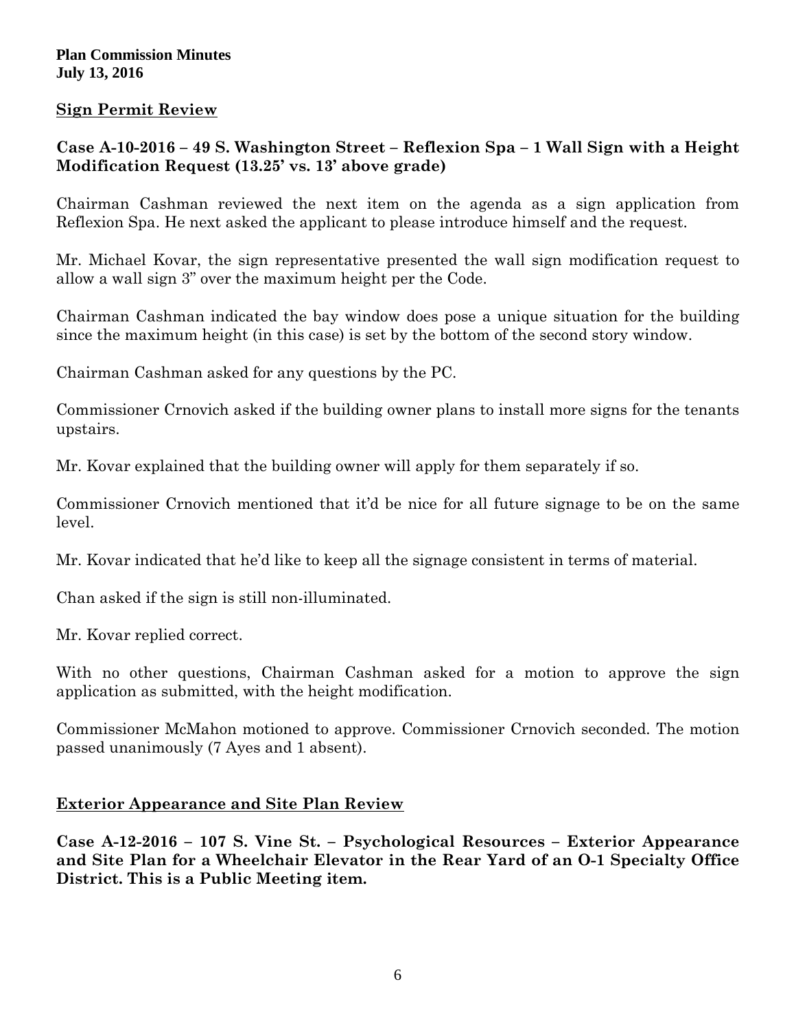## Sign Permit Review

**Case A-10-2016 – 49 S. Washington Street – Reflexion Spa – 1 Wall Sign with a Height Modification Request (13.25' vs. 13' above grade)**

Chairman Cashman reviewed the next item on the agenda as a sign application from Reflexion Spa. He next asked the applicant to please introduce himself and the request.

Mr. Michael Kovar, the sign representative presented the wall sign modification request to allow a wall sign 3" over the maximum height per the Code.

Chairman Cashman indicated the bay window does pose a unique situation for the building since the maximum height (in this case) is set by the bottom of the second story window.

Chairman Cashman asked for any questions by the PC.

Commissioner Crnovich asked if the building owner plans to install more signs for the tenants upstairs.

Mr. Kovar explained that the building owner will apply for them separately if so.

Commissioner Crnovich mentioned that it'd be nice for all future signage to be on the same level.

Mr. Kovar indicated that he'd like to keep all the signage consistent in terms of material.

Chan asked if the sign is still non-illuminated.

Mr. Kovar replied correct.

With no other questions, Chairman Cashman asked for a motion to approve the sign application as submitted, with the height modification.

Commissioner McMahon motioned to approve. Commissioner Crnovich seconded. The motion passed unanimously (7 Ayes and 1 absent).

## Exterior Appearance and Site Plan Review

**Case A-12-2016 – 107 S. Vine St. – Psychological Resources – Exterior Appearance and Site Plan for a Wheelchair Elevator in the Rear Yard of an O-1 Specialty Office District. This is a Public Meeting item.**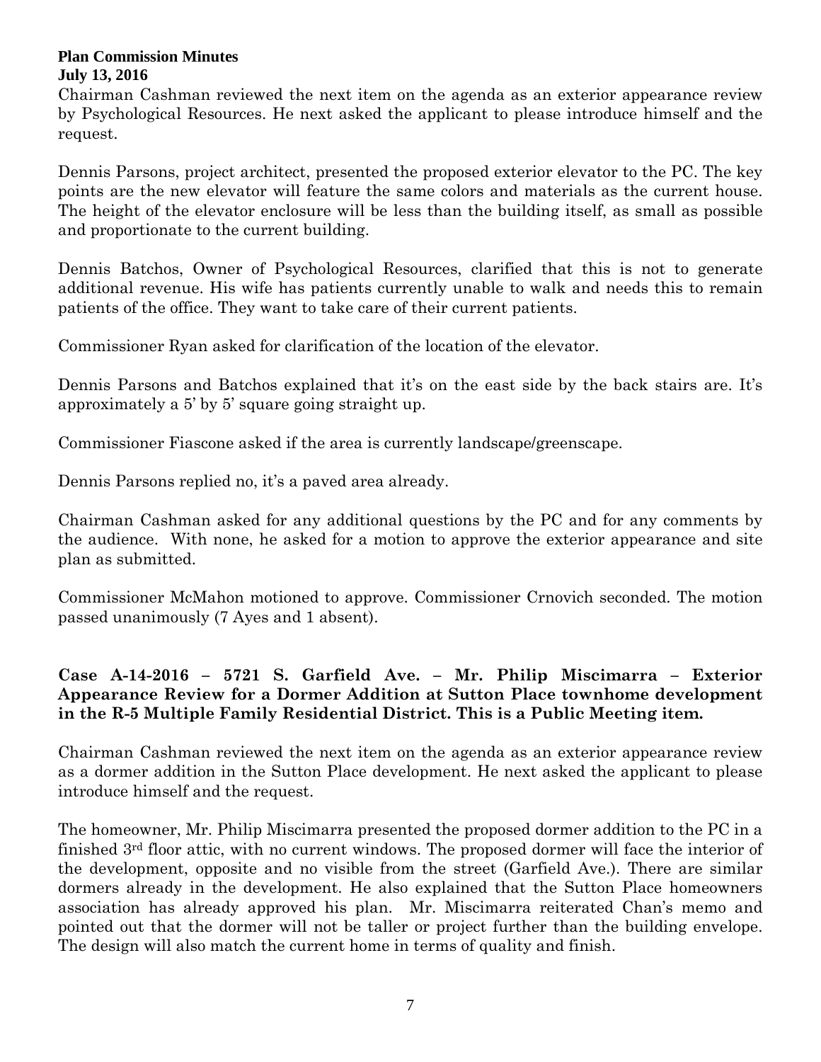Chairman Cashman reviewed the next item on the agenda as an exterior appearance review by Psychological Resources. He next asked the applicant to please introduce himself and the request.

Dennis Parsons, project architect, presented the proposed exterior elevator to the PC. The key points are the new elevator will feature the same colors and materials as the current house. The height of the elevator enclosure will be less than the building itself, as small as possible and proportionate to the current building.

Dennis Batchos, Owner of Psychological Resources, clarified that this is not to generate additional revenue. His wife has patients currently unable to walk and needs this to remain patients of the office. They want to take care of their current patients.

Commissioner Ryan asked for clarification of the location of the elevator.

Dennis Parsons and Batchos explained that it's on the east side by the back stairs are. It's approximately a 5' by 5' square going straight up.

Commissioner Fiascone asked if the area is currently landscape/greenscape.

Dennis Parsons replied no, it's a paved area already.

Chairman Cashman asked for any additional questions by the PC and for any comments by the audience. With none, he asked for a motion to approve the exterior appearance and site plan as submitted.

Commissioner McMahon motioned to approve. Commissioner Crnovich seconded. The motion passed unanimously (7 Ayes and 1 absent).

**Case A-14-2016 – 5721 S. Garfield Ave. – Mr. Philip Miscimarra – Exterior Appearance Review for a Dormer Addition at Sutton Place townhome development in the R-5 Multiple Family Residential District. This is a Public Meeting item.**

Chairman Cashman reviewed the next item on the agenda as an exterior appearance review as a dormer addition in the Sutton Place development. He next asked the applicant to please introduce himself and the request.

The homeowner, Mr. Philip Miscimarra presented the proposed dormer addition to the PC in a finished 3rd floor attic, with no current windows. The proposed dormer will face the interior of the development, opposite and no visible from the street (Garfield Ave.). There are similar dormers already in the development. He also explained that the Sutton Place homeowners association has already approved his plan. Mr. Miscimarra reiterated Chan's memo and pointed out that the dormer will not be taller or project further than the building envelope. The design will also match the current home in terms of quality and finish.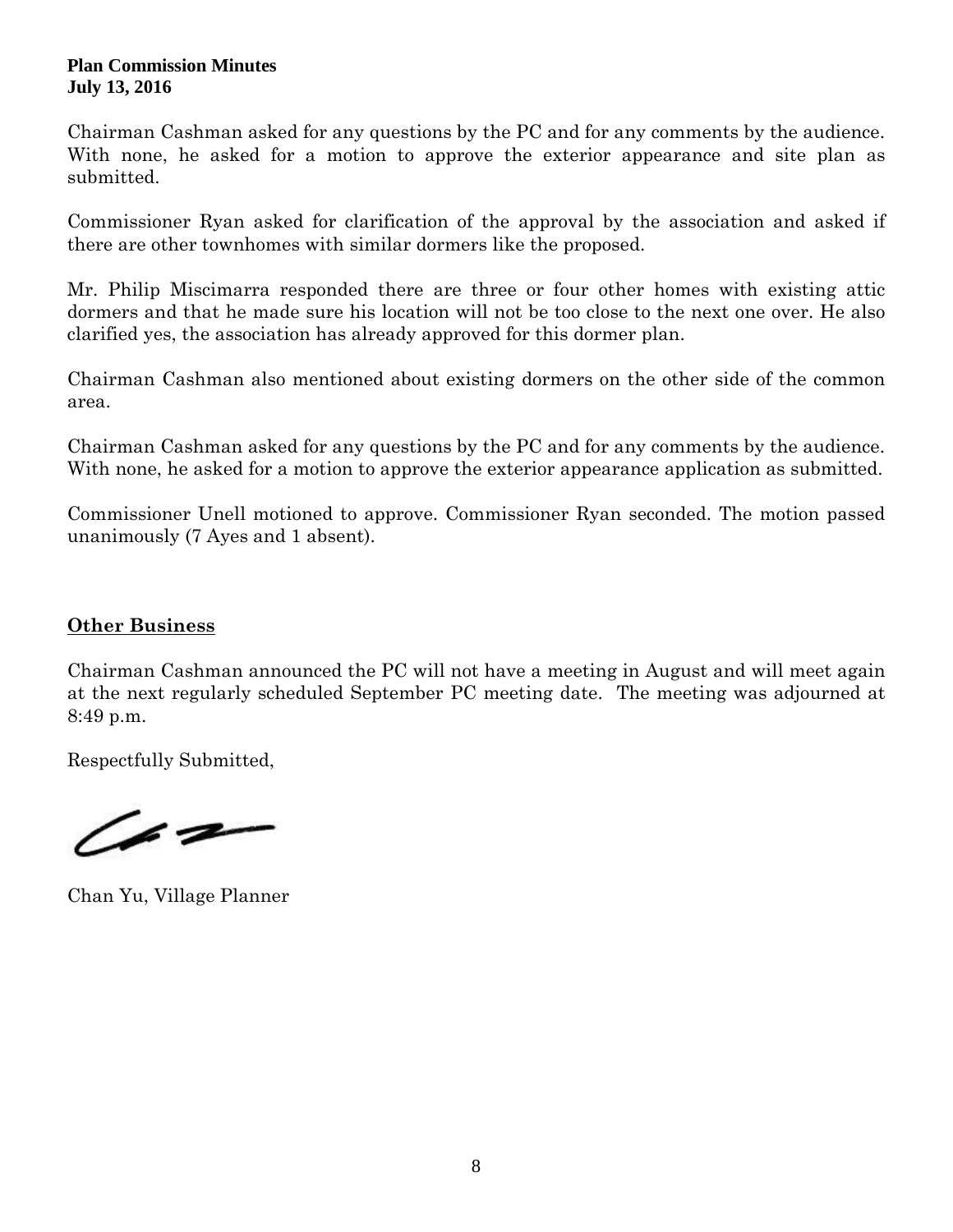Chairman Cashman asked for any questions by the PC and for any comments by the audience. With none, he asked for a motion to approve the exterior appearance and site plan as submitted.

Commissioner Ryan asked for clarification of the approval by the association and asked if there are other townhomes with similar dormers like the proposed.

Mr. Philip Miscimarra responded there are three or four other homes with existing attic dormers and that he made sure his location will not be too close to the next one over. He also clarified yes, the association has already approved for this dormer plan.

Chairman Cashman also mentioned about existing dormers on the other side of the common area.

Chairman Cashman asked for any questions by the PC and for any comments by the audience. With none, he asked for a motion to approve the exterior appearance application as submitted.

Commissioner Unell motioned to approve. Commissioner Ryan seconded. The motion passed unanimously (7 Ayes and 1 absent).

## **Other Business**

Chairman Cashman announced the PC will not have a meeting in August and will meet again at the next regularly scheduled September PC meeting date. The meeting was adjourned at 8:49 p.m.

Respectfully Submitted,

Chan Yu, Village Planner